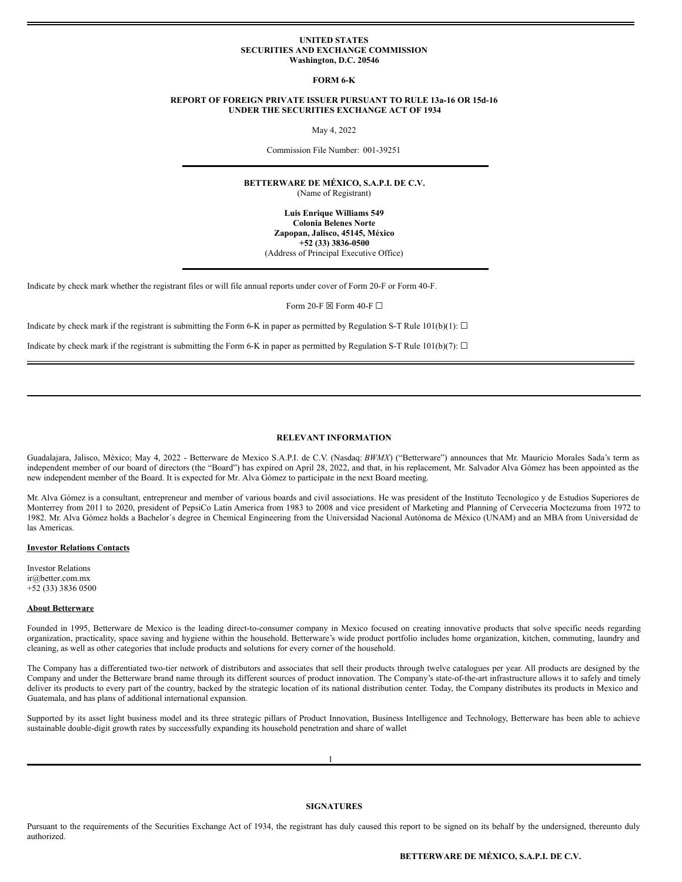**UNITED STATES**
**SECURITIES AND EXCHANGE COMMISSION**
**Washington, D.C. 20546**

**FORM 6-K**

**REPORT OF FOREIGN PRIVATE ISSUER PURSUANT TO RULE 13a-16 OR 15d-16**
**UNDER THE SECURITIES EXCHANGE ACT OF 1934**

May 4, 2022

Commission File Number: 001-39251

**BETTERWARE DE MÉXICO, S.A.P.I. DE C.V.**
(Name of Registrant)

**Luis Enrique Williams 549**
**Colonia Belenes Norte**
**Zapopan, Jalisco, 45145, México**
**+52 (33) 3836-0500**
(Address of Principal Executive Office)

Indicate by check mark whether the registrant files or will file annual reports under cover of Form 20-F or Form 40-F.

Form 20-F ☒ Form 40-F ☐

Indicate by check mark if the registrant is submitting the Form 6-K in paper as permitted by Regulation S-T Rule 101(b)(1): ☐

Indicate by check mark if the registrant is submitting the Form 6-K in paper as permitted by Regulation S-T Rule 101(b)(7): ☐

## RELEVANT INFORMATION

Guadalajara, Jalisco, México; May 4, 2022 - Betterware de Mexico S.A.P.I. de C.V. (Nasdaq: *BWMX*) ("Betterware") announces that Mr. Mauricio Morales Sada's term as independent member of our board of directors (the "Board") has expired on April 28, 2022, and that, in his replacement, Mr. Salvador Alva Gómez has been appointed as the new independent member of the Board. It is expected for Mr. Alva Gómez to participate in the next Board meeting.

Mr. Alva Gómez is a consultant, entrepreneur and member of various boards and civil associations. He was president of the Instituto Tecnologico y de Estudios Superiores de Monterrey from 2011 to 2020, president of PepsiCo Latin America from 1983 to 2008 and vice president of Marketing and Planning of Cerveceria Moctezuma from 1972 to 1982. Mr. Alva Gómez holds a Bachelor´s degree in Chemical Engineering from the Universidad Nacional Autónoma de México (UNAM) and an MBA from Universidad de las Americas.

**Investor Relations Contacts**

Investor Relations
ir@better.com.mx
+52 (33) 3836 0500

**About Betterware**

Founded in 1995, Betterware de Mexico is the leading direct-to-consumer company in Mexico focused on creating innovative products that solve specific needs regarding organization, practicality, space saving and hygiene within the household. Betterware's wide product portfolio includes home organization, kitchen, commuting, laundry and cleaning, as well as other categories that include products and solutions for every corner of the household.

The Company has a differentiated two-tier network of distributors and associates that sell their products through twelve catalogues per year. All products are designed by the Company and under the Betterware brand name through its different sources of product innovation. The Company's state-of-the-art infrastructure allows it to safely and timely deliver its products to every part of the country, backed by the strategic location of its national distribution center. Today, the Company distributes its products in Mexico and Guatemala, and has plans of additional international expansion.

Supported by its asset light business model and its three strategic pillars of Product Innovation, Business Intelligence and Technology, Betterware has been able to achieve sustainable double-digit growth rates by successfully expanding its household penetration and share of wallet

## SIGNATURES

Pursuant to the requirements of the Securities Exchange Act of 1934, the registrant has duly caused this report to be signed on its behalf by the undersigned, thereunto duly authorized.

**BETTERWARE DE MÉXICO, S.A.P.I. DE C.V.**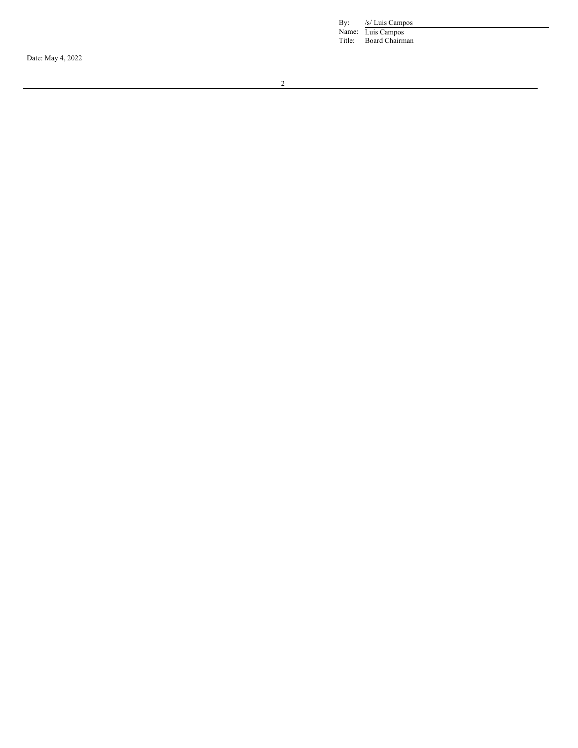By: /s/ Luis Campos
Name: Luis Campos
Title: Board Chairman

Date: May 4, 2022